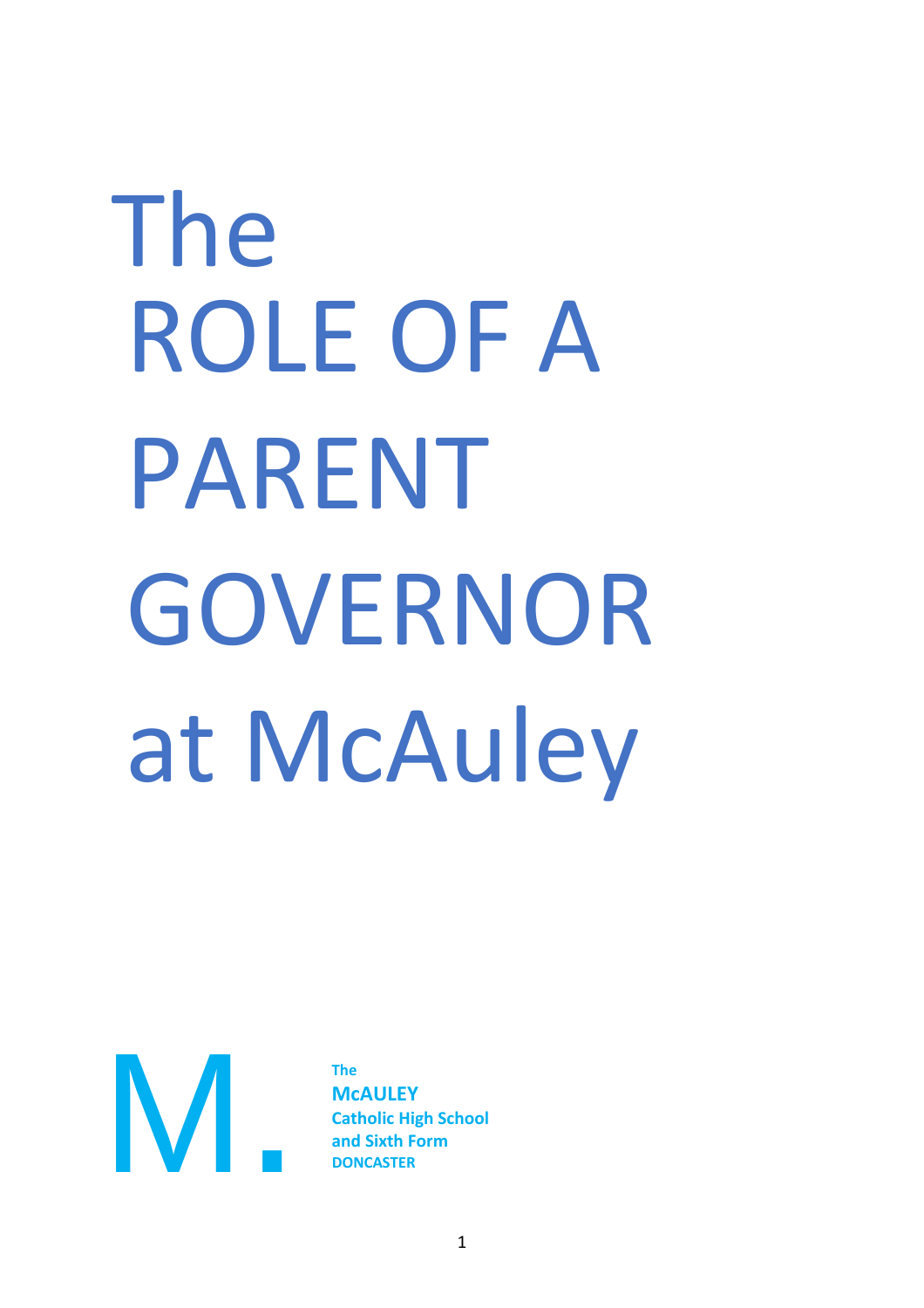# The ROLE OF A PARENT GOVERNOR at McAuley

M.

The
**McAULEY**
**Catholic High School**
**and Sixth Form**
**DONCASTER**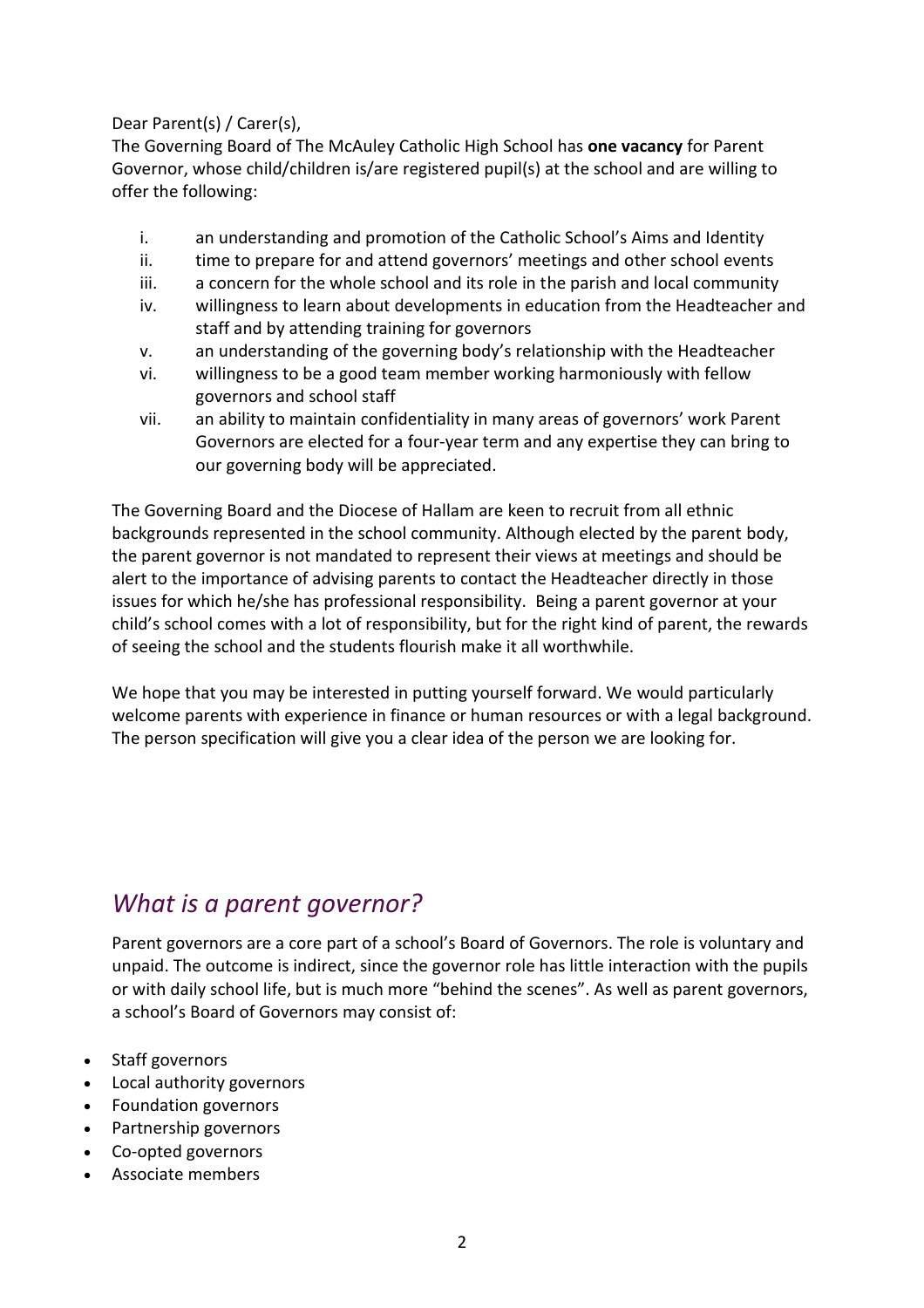Dear Parent(s) / Carer(s),

The Governing Board of The McAuley Catholic High School has **one vacancy** for Parent Governor, whose child/children is/are registered pupil(s) at the school and are willing to offer the following:

i. an understanding and promotion of the Catholic School's Aims and Identity
ii. time to prepare for and attend governors' meetings and other school events
iii. a concern for the whole school and its role in the parish and local community
iv. willingness to learn about developments in education from the Headteacher and staff and by attending training for governors
v. an understanding of the governing body's relationship with the Headteacher
vi. willingness to be a good team member working harmoniously with fellow governors and school staff
vii. an ability to maintain confidentiality in many areas of governors' work Parent Governors are elected for a four-year term and any expertise they can bring to our governing body will be appreciated.

The Governing Board and the Diocese of Hallam are keen to recruit from all ethnic backgrounds represented in the school community. Although elected by the parent body, the parent governor is not mandated to represent their views at meetings and should be alert to the importance of advising parents to contact the Headteacher directly in those issues for which he/she has professional responsibility. Being a parent governor at your child's school comes with a lot of responsibility, but for the right kind of parent, the rewards of seeing the school and the students flourish make it all worthwhile.

We hope that you may be interested in putting yourself forward. We would particularly welcome parents with experience in finance or human resources or with a legal background. The person specification will give you a clear idea of the person we are looking for.

## *What is a parent governor?*

Parent governors are a core part of a school's Board of Governors. The role is voluntary and unpaid. The outcome is indirect, since the governor role has little interaction with the pupils or with daily school life, but is much more "behind the scenes". As well as parent governors, a school's Board of Governors may consist of:

- Staff governors
- Local authority governors
- Foundation governors
- Partnership governors
- Co-opted governors
- Associate members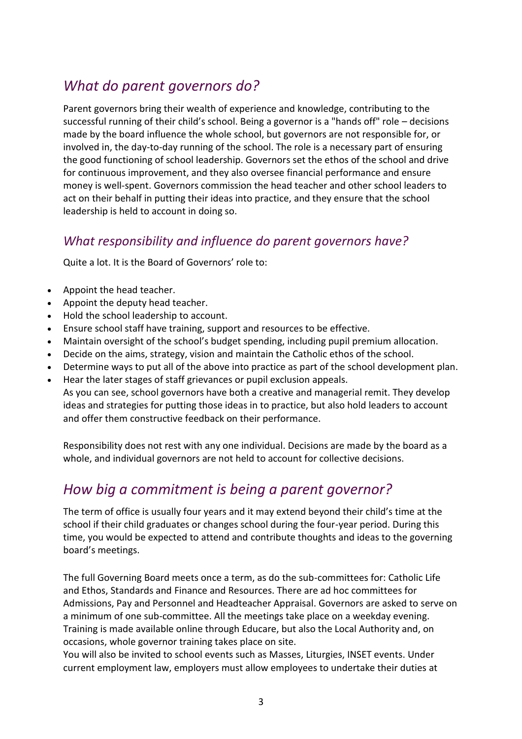## *What do parent governors do?*

Parent governors bring their wealth of experience and knowledge, contributing to the successful running of their child's school. Being a governor is a "hands off" role – decisions made by the board influence the whole school, but governors are not responsible for, or involved in, the day-to-day running of the school. The role is a necessary part of ensuring the good functioning of school leadership. Governors set the ethos of the school and drive for continuous improvement, and they also oversee financial performance and ensure money is well-spent. Governors commission the head teacher and other school leaders to act on their behalf in putting their ideas into practice, and they ensure that the school leadership is held to account in doing so.

### *What responsibility and influence do parent governors have?*

Quite a lot. It is the Board of Governors' role to:

- Appoint the head teacher.
- Appoint the deputy head teacher.
- Hold the school leadership to account.
- Ensure school staff have training, support and resources to be effective.
- Maintain oversight of the school's budget spending, including pupil premium allocation.
- Decide on the aims, strategy, vision and maintain the Catholic ethos of the school.
- Determine ways to put all of the above into practice as part of the school development plan.
- Hear the later stages of staff grievances or pupil exclusion appeals.

As you can see, school governors have both a creative and managerial remit. They develop ideas and strategies for putting those ideas in to practice, but also hold leaders to account and offer them constructive feedback on their performance.

Responsibility does not rest with any one individual. Decisions are made by the board as a whole, and individual governors are not held to account for collective decisions.

## *How big a commitment is being a parent governor?*

The term of office is usually four years and it may extend beyond their child's time at the school if their child graduates or changes school during the four-year period. During this time, you would be expected to attend and contribute thoughts and ideas to the governing board's meetings.

The full Governing Board meets once a term, as do the sub-committees for: Catholic Life and Ethos, Standards and Finance and Resources. There are ad hoc committees for Admissions, Pay and Personnel and Headteacher Appraisal. Governors are asked to serve on a minimum of one sub-committee. All the meetings take place on a weekday evening. Training is made available online through Educare, but also the Local Authority and, on occasions, whole governor training takes place on site.

You will also be invited to school events such as Masses, Liturgies, INSET events. Under current employment law, employers must allow employees to undertake their duties at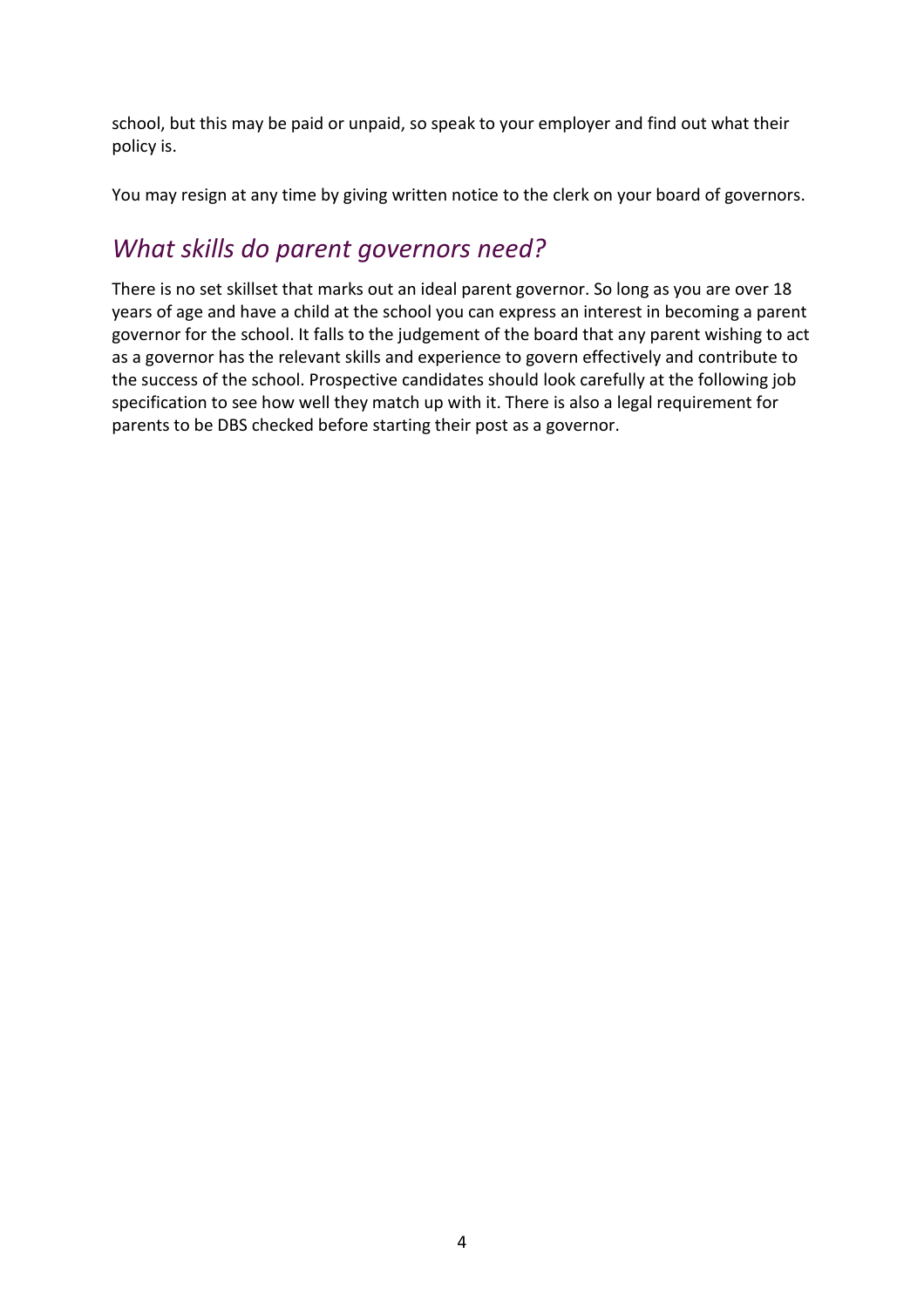school, but this may be paid or unpaid, so speak to your employer and find out what their policy is.

You may resign at any time by giving written notice to the clerk on your board of governors.

## *What skills do parent governors need?*

There is no set skillset that marks out an ideal parent governor. So long as you are over 18 years of age and have a child at the school you can express an interest in becoming a parent governor for the school. It falls to the judgement of the board that any parent wishing to act as a governor has the relevant skills and experience to govern effectively and contribute to the success of the school. Prospective candidates should look carefully at the following job specification to see how well they match up with it. There is also a legal requirement for parents to be DBS checked before starting their post as a governor.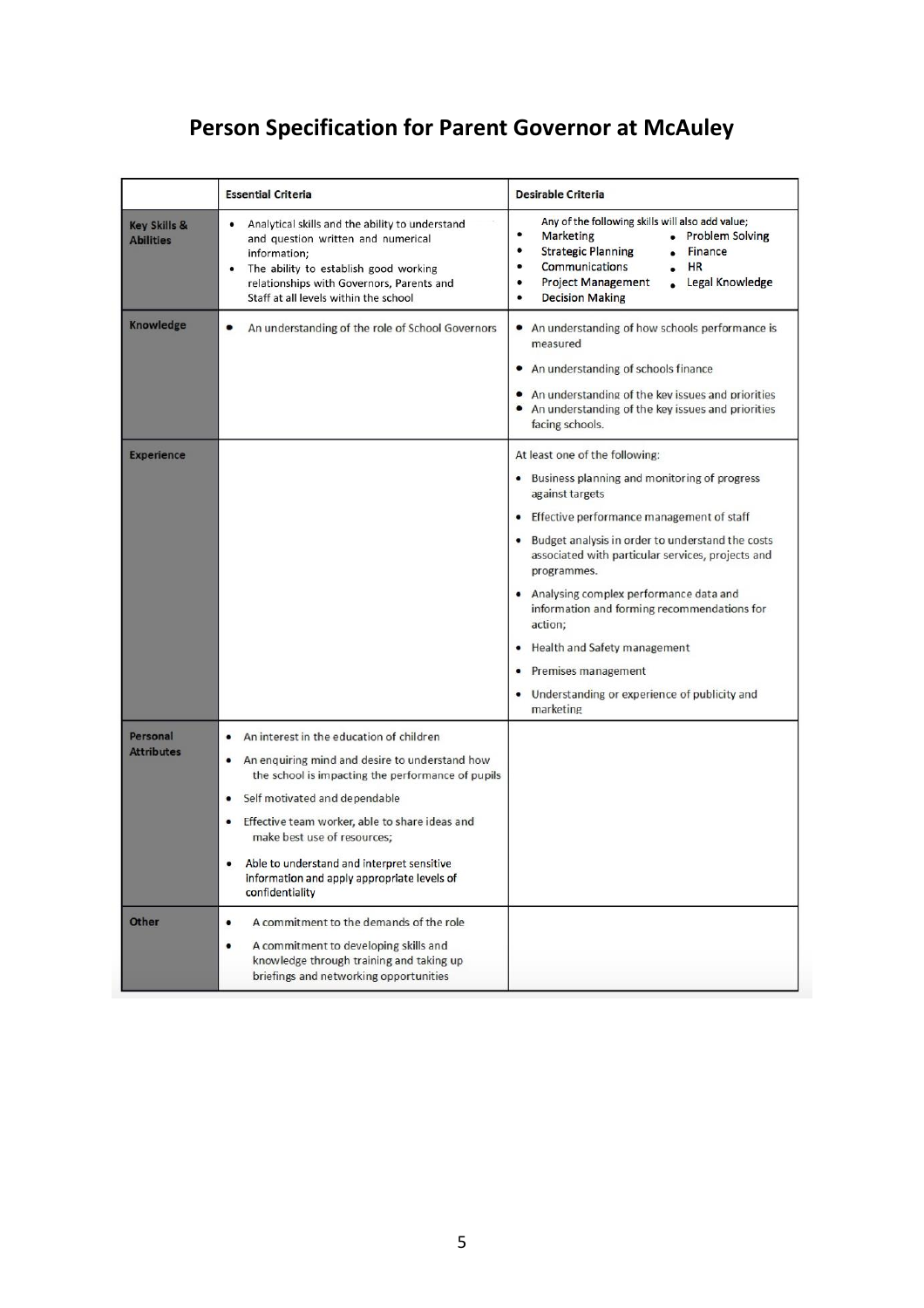# Person Specification for Parent Governor at McAuley

| | Essential Criteria | Desirable Criteria |
|---|---|---|
| **Key Skills & Abilities** | • Analytical skills and the ability to understand and question written and numerical information;<br>• The ability to establish good working relationships with Governors, Parents and Staff at all levels within the school | Any of the following skills will also add value;<br>• Marketing<br>• Strategic Planning<br>• Communications<br>• Project Management<br>• Decision Making<br>• Problem Solving<br>• Finance<br>• HR<br>• Legal Knowledge |
| **Knowledge** | • An understanding of the role of School Governors | • An understanding of how schools performance is measured<br>• An understanding of schools finance<br>• An understanding of the key issues and priorities<br>• An understanding of the key issues and priorities facing schools. |
| **Experience** | | At least one of the following:<br>• Business planning and monitoring of progress against targets<br>• Effective performance management of staff<br>• Budget analysis in order to understand the costs associated with particular services, projects and programmes.<br>• Analysing complex performance data and information and forming recommendations for action;<br>• Health and Safety management<br>• Premises management<br>• Understanding or experience of publicity and marketing |
| **Personal Attributes** | • An interest in the education of children<br>• An enquiring mind and desire to understand how the school is impacting the performance of pupils<br>• Self motivated and dependable<br>• Effective team worker, able to share ideas and make best use of resources;<br>• Able to understand and interpret sensitive information and apply appropriate levels of confidentiality | |
| **Other** | • A commitment to the demands of the role<br>• A commitment to developing skills and knowledge through training and taking up briefings and networking opportunities | |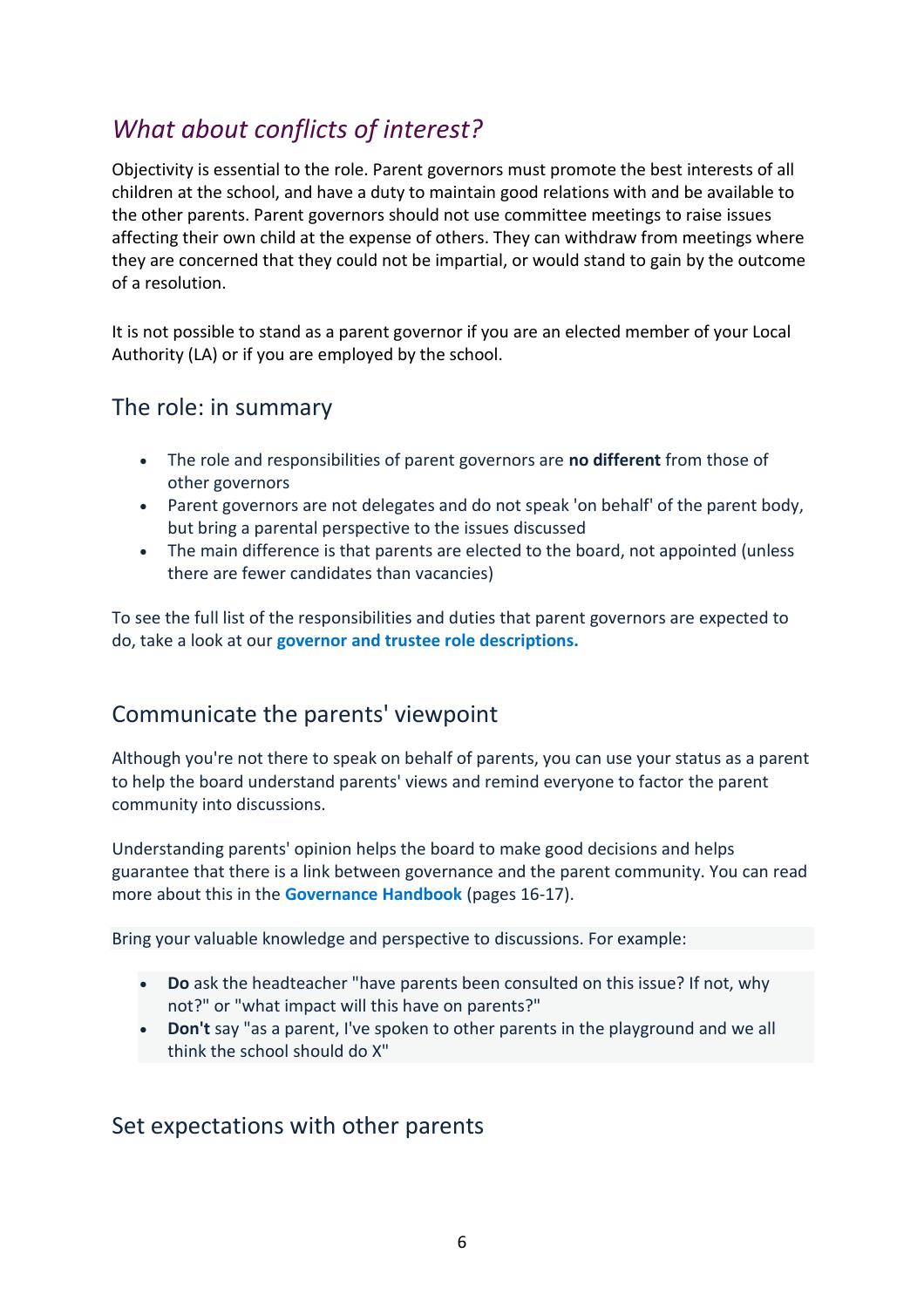## *What about conflicts of interest?*

Objectivity is essential to the role. Parent governors must promote the best interests of all children at the school, and have a duty to maintain good relations with and be available to the other parents. Parent governors should not use committee meetings to raise issues affecting their own child at the expense of others. They can withdraw from meetings where they are concerned that they could not be impartial, or would stand to gain by the outcome of a resolution.

It is not possible to stand as a parent governor if you are an elected member of your Local Authority (LA) or if you are employed by the school.

### The role: in summary

- The role and responsibilities of parent governors are **no different** from those of other governors
- Parent governors are not delegates and do not speak 'on behalf' of the parent body, but bring a parental perspective to the issues discussed
- The main difference is that parents are elected to the board, not appointed (unless there are fewer candidates than vacancies)

To see the full list of the responsibilities and duties that parent governors are expected to do, take a look at our **governor and trustee role descriptions.**

### Communicate the parents' viewpoint

Although you're not there to speak on behalf of parents, you can use your status as a parent to help the board understand parents' views and remind everyone to factor the parent community into discussions.

Understanding parents' opinion helps the board to make good decisions and helps guarantee that there is a link between governance and the parent community. You can read more about this in the **Governance Handbook** (pages 16-17).

Bring your valuable knowledge and perspective to discussions. For example:

- **Do** ask the headteacher "have parents been consulted on this issue? If not, why not?" or "what impact will this have on parents?"
- **Don't** say "as a parent, I've spoken to other parents in the playground and we all think the school should do X"

### Set expectations with other parents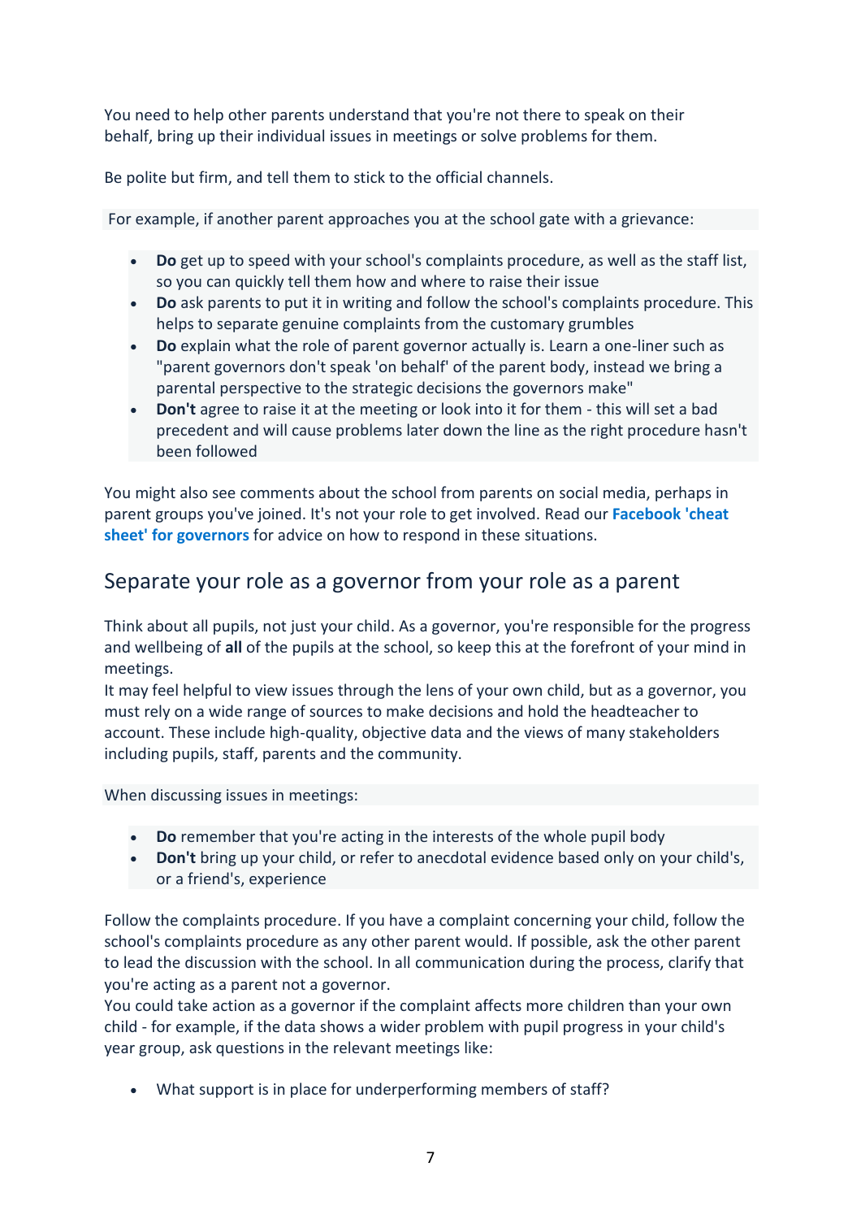You need to help other parents understand that you're not there to speak on their behalf, bring up their individual issues in meetings or solve problems for them.

Be polite but firm, and tell them to stick to the official channels.

For example, if another parent approaches you at the school gate with a grievance:

- **Do** get up to speed with your school's complaints procedure, as well as the staff list, so you can quickly tell them how and where to raise their issue
- **Do** ask parents to put it in writing and follow the school's complaints procedure. This helps to separate genuine complaints from the customary grumbles
- **Do** explain what the role of parent governor actually is. Learn a one-liner such as "parent governors don't speak 'on behalf' of the parent body, instead we bring a parental perspective to the strategic decisions the governors make"
- **Don't** agree to raise it at the meeting or look into it for them - this will set a bad precedent and will cause problems later down the line as the right procedure hasn't been followed

You might also see comments about the school from parents on social media, perhaps in parent groups you've joined. It's not your role to get involved. Read our **Facebook 'cheat sheet' for governors** for advice on how to respond in these situations.

## Separate your role as a governor from your role as a parent

Think about all pupils, not just your child. As a governor, you're responsible for the progress and wellbeing of **all** of the pupils at the school, so keep this at the forefront of your mind in meetings.
It may feel helpful to view issues through the lens of your own child, but as a governor, you must rely on a wide range of sources to make decisions and hold the headteacher to account. These include high-quality, objective data and the views of many stakeholders including pupils, staff, parents and the community.

When discussing issues in meetings:

- **Do** remember that you're acting in the interests of the whole pupil body
- **Don't** bring up your child, or refer to anecdotal evidence based only on your child's, or a friend's, experience

Follow the complaints procedure. If you have a complaint concerning your child, follow the school's complaints procedure as any other parent would. If possible, ask the other parent to lead the discussion with the school. In all communication during the process, clarify that you're acting as a parent not a governor.
You could take action as a governor if the complaint affects more children than your own child - for example, if the data shows a wider problem with pupil progress in your child's year group, ask questions in the relevant meetings like:

- What support is in place for underperforming members of staff?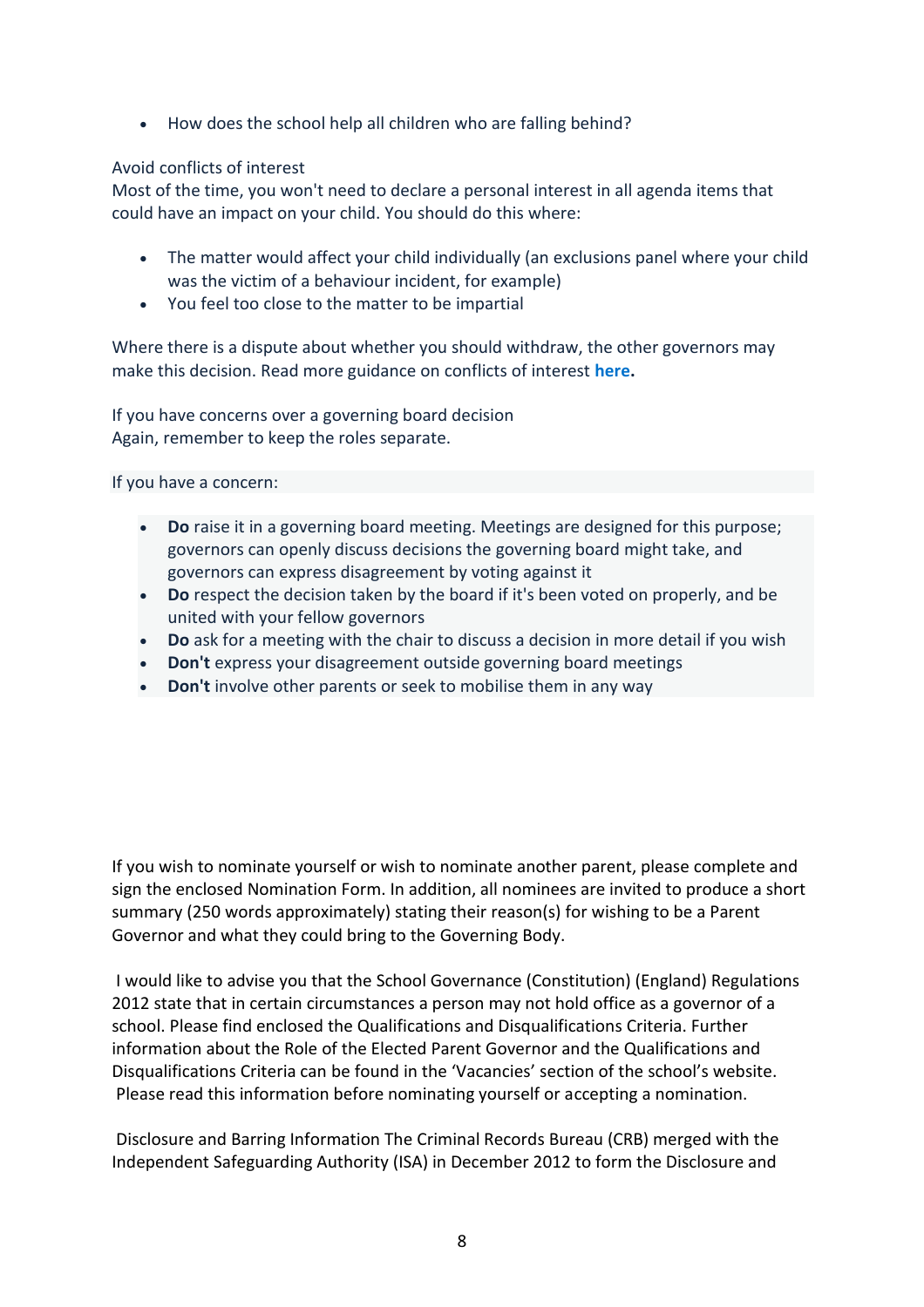- How does the school help all children who are falling behind?

Avoid conflicts of interest

Most of the time, you won't need to declare a personal interest in all agenda items that could have an impact on your child. You should do this where:

- The matter would affect your child individually (an exclusions panel where your child was the victim of a behaviour incident, for example)
- You feel too close to the matter to be impartial

Where there is a dispute about whether you should withdraw, the other governors may make this decision. Read more guidance on conflicts of interest **here.**

If you have concerns over a governing board decision

Again, remember to keep the roles separate.

If you have a concern:

- **Do** raise it in a governing board meeting. Meetings are designed for this purpose; governors can openly discuss decisions the governing board might take, and governors can express disagreement by voting against it
- **Do** respect the decision taken by the board if it's been voted on properly, and be united with your fellow governors
- **Do** ask for a meeting with the chair to discuss a decision in more detail if you wish
- **Don't** express your disagreement outside governing board meetings
- **Don't** involve other parents or seek to mobilise them in any way

If you wish to nominate yourself or wish to nominate another parent, please complete and sign the enclosed Nomination Form. In addition, all nominees are invited to produce a short summary (250 words approximately) stating their reason(s) for wishing to be a Parent Governor and what they could bring to the Governing Body.

I would like to advise you that the School Governance (Constitution) (England) Regulations 2012 state that in certain circumstances a person may not hold office as a governor of a school. Please find enclosed the Qualifications and Disqualifications Criteria. Further information about the Role of the Elected Parent Governor and the Qualifications and Disqualifications Criteria can be found in the 'Vacancies' section of the school's website. Please read this information before nominating yourself or accepting a nomination.

Disclosure and Barring Information The Criminal Records Bureau (CRB) merged with the Independent Safeguarding Authority (ISA) in December 2012 to form the Disclosure and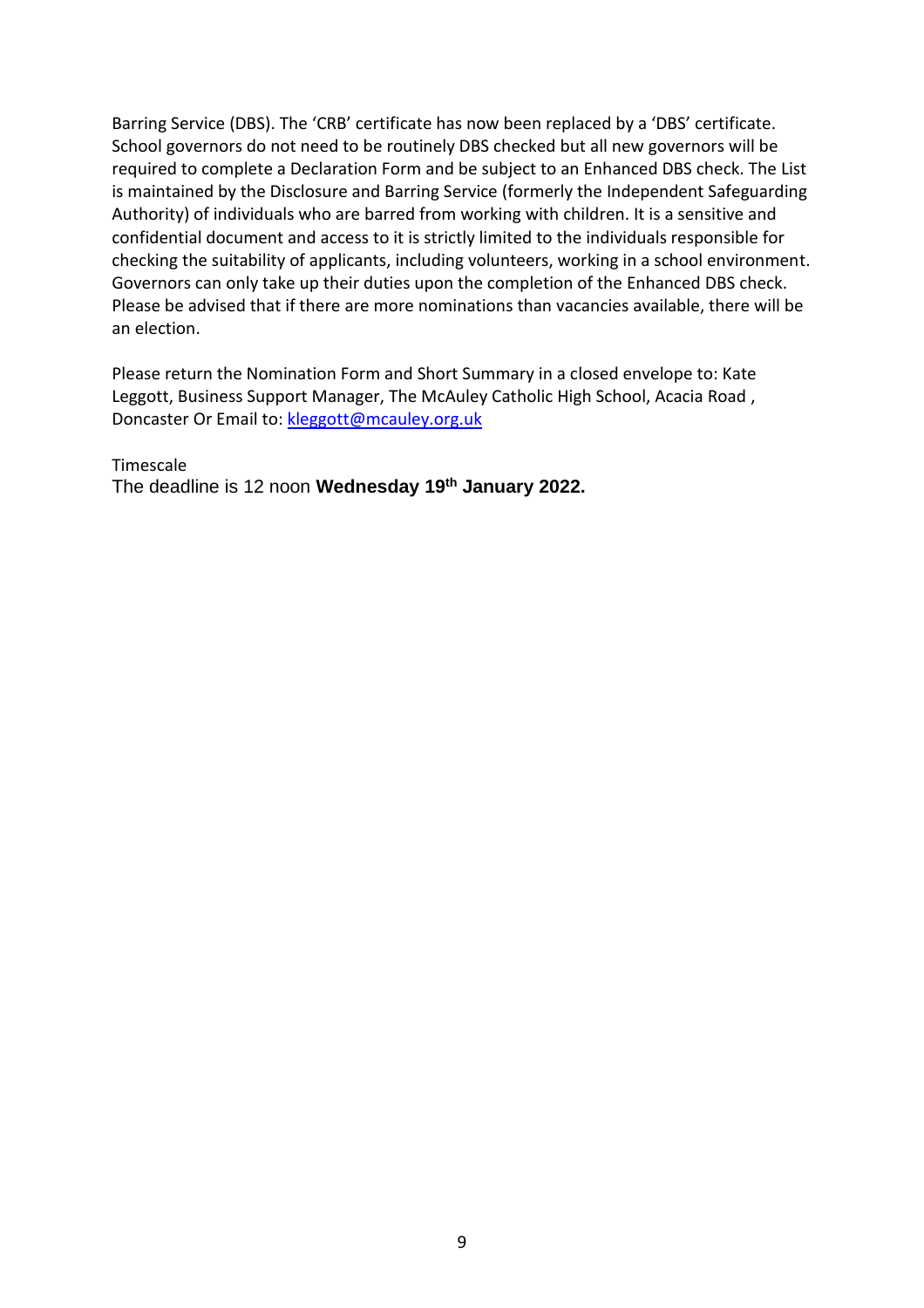Barring Service (DBS). The 'CRB' certificate has now been replaced by a 'DBS' certificate. School governors do not need to be routinely DBS checked but all new governors will be required to complete a Declaration Form and be subject to an Enhanced DBS check. The List is maintained by the Disclosure and Barring Service (formerly the Independent Safeguarding Authority) of individuals who are barred from working with children. It is a sensitive and confidential document and access to it is strictly limited to the individuals responsible for checking the suitability of applicants, including volunteers, working in a school environment. Governors can only take up their duties upon the completion of the Enhanced DBS check. Please be advised that if there are more nominations than vacancies available, there will be an election.

Please return the Nomination Form and Short Summary in a closed envelope to: Kate Leggott, Business Support Manager, The McAuley Catholic High School, Acacia Road , Doncaster Or Email to: [kleggott@mcauley.org.uk](mailto:kleggott@mcauley.org.uk)

Timescale

The deadline is 12 noon **Wednesday 19th January 2022.**